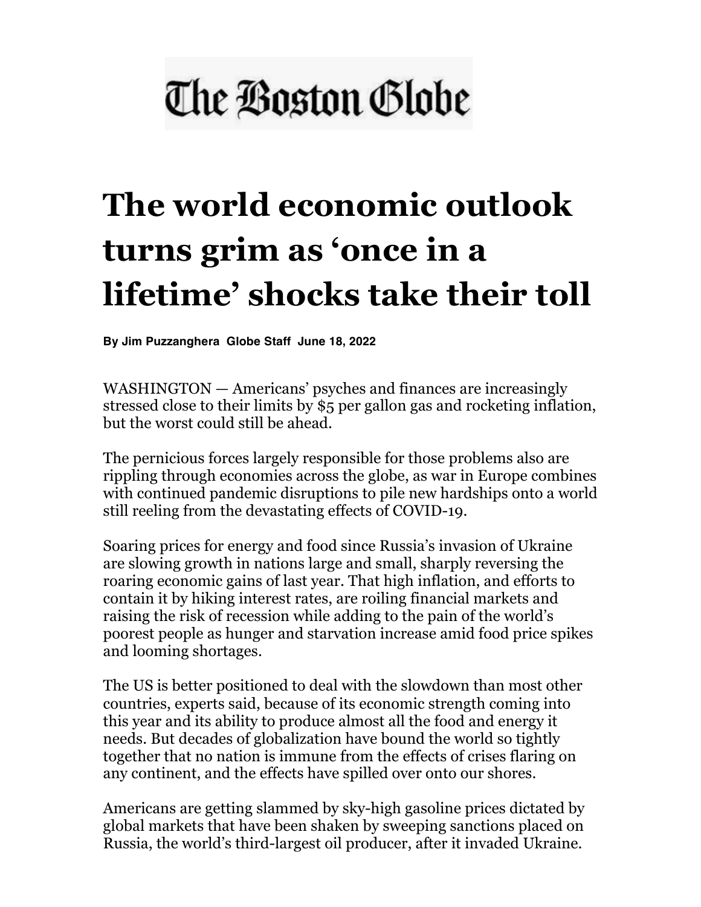The Boston Globe

# The world economic outlook turns grim as 'once in a lifetime' shocks take their toll

**By Jim Puzzanghera Globe Staff June 18, 2022**

WASHINGTON — Americans' psyches and finances are increasingly stressed close to their limits by $5 per gallon gas and rocketing inflation, but the worst could still be ahead.

The pernicious forces largely responsible for those problems also are rippling through economies across the globe, as war in Europe combines with continued pandemic disruptions to pile new hardships onto a world still reeling from the devastating effects of COVID-19.

Soaring prices for energy and food since Russia's invasion of Ukraine are slowing growth in nations large and small, sharply reversing the roaring economic gains of last year. That high inflation, and efforts to contain it by hiking interest rates, are roiling financial markets and raising the risk of recession while adding to the pain of the world's poorest people as hunger and starvation increase amid food price spikes and looming shortages.

The US is better positioned to deal with the slowdown than most other countries, experts said, because of its economic strength coming into this year and its ability to produce almost all the food and energy it needs. But decades of globalization have bound the world so tightly together that no nation is immune from the effects of crises flaring on any continent, and the effects have spilled over onto our shores.

Americans are getting slammed by sky-high gasoline prices dictated by global markets that have been shaken by sweeping sanctions placed on Russia, the world's third-largest oil producer, after it invaded Ukraine.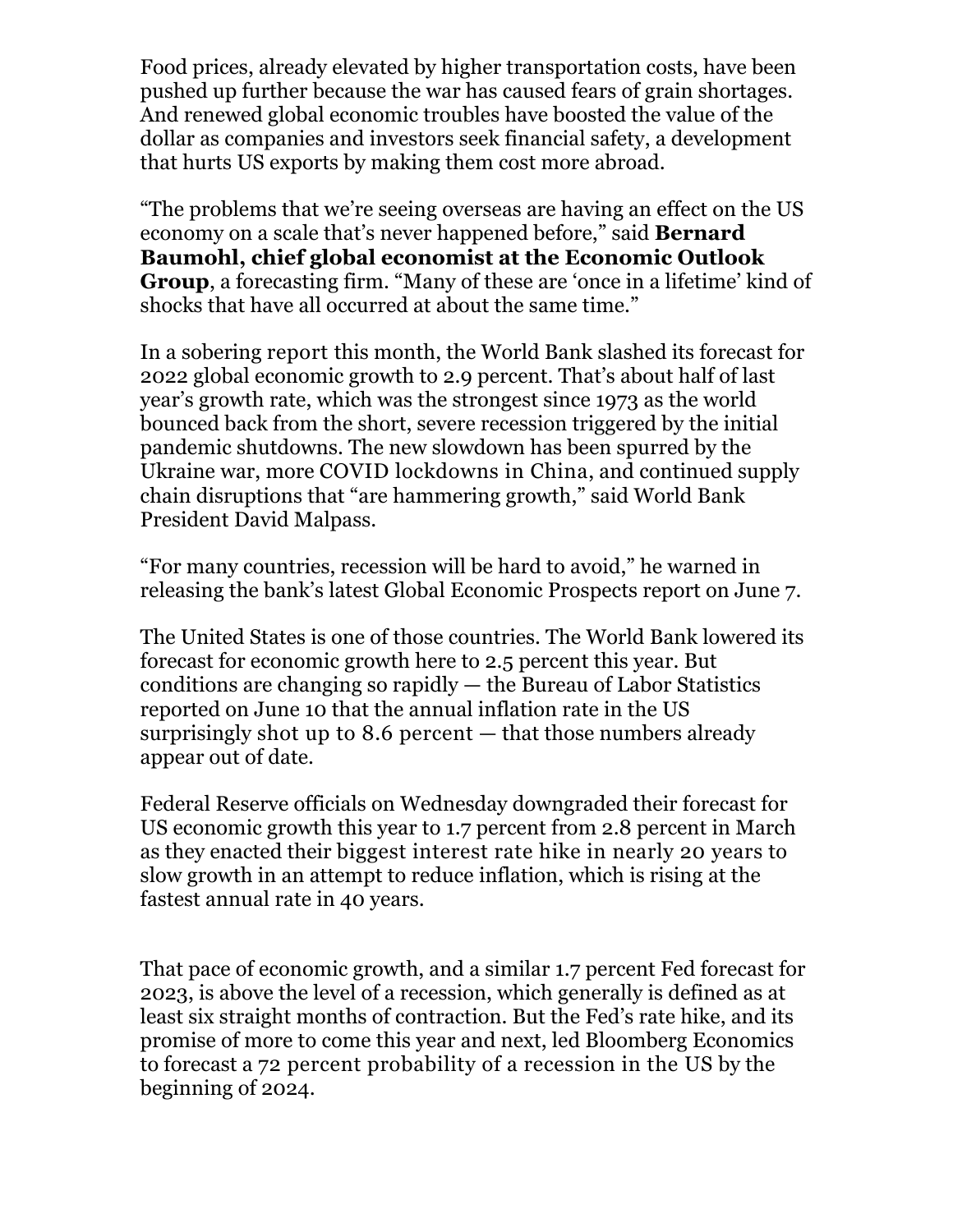Food prices, already elevated by higher transportation costs, have been pushed up further because the war has caused fears of grain shortages. And renewed global economic troubles have boosted the value of the dollar as companies and investors seek financial safety, a development that hurts US exports by making them cost more abroad.

"The problems that we're seeing overseas are having an effect on the US economy on a scale that's never happened before," said **Bernard Baumohl, chief global economist at the Economic Outlook Group**, a forecasting firm. "Many of these are 'once in a lifetime' kind of shocks that have all occurred at about the same time."

In a sobering report this month, the World Bank slashed its forecast for 2022 global economic growth to 2.9 percent. That's about half of last year's growth rate, which was the strongest since 1973 as the world bounced back from the short, severe recession triggered by the initial pandemic shutdowns. The new slowdown has been spurred by the Ukraine war, more COVID lockdowns in China, and continued supply chain disruptions that "are hammering growth," said World Bank President David Malpass.

"For many countries, recession will be hard to avoid," he warned in releasing the bank's latest Global Economic Prospects report on June 7.

The United States is one of those countries. The World Bank lowered its forecast for economic growth here to 2.5 percent this year. But conditions are changing so rapidly — the Bureau of Labor Statistics reported on June 10 that the annual inflation rate in the US surprisingly shot up to 8.6 percent — that those numbers already appear out of date.

Federal Reserve officials on Wednesday downgraded their forecast for US economic growth this year to 1.7 percent from 2.8 percent in March as they enacted their biggest interest rate hike in nearly 20 years to slow growth in an attempt to reduce inflation, which is rising at the fastest annual rate in 40 years.

That pace of economic growth, and a similar 1.7 percent Fed forecast for 2023, is above the level of a recession, which generally is defined as at least six straight months of contraction. But the Fed's rate hike, and its promise of more to come this year and next, led Bloomberg Economics to forecast a 72 percent probability of a recession in the US by the beginning of 2024.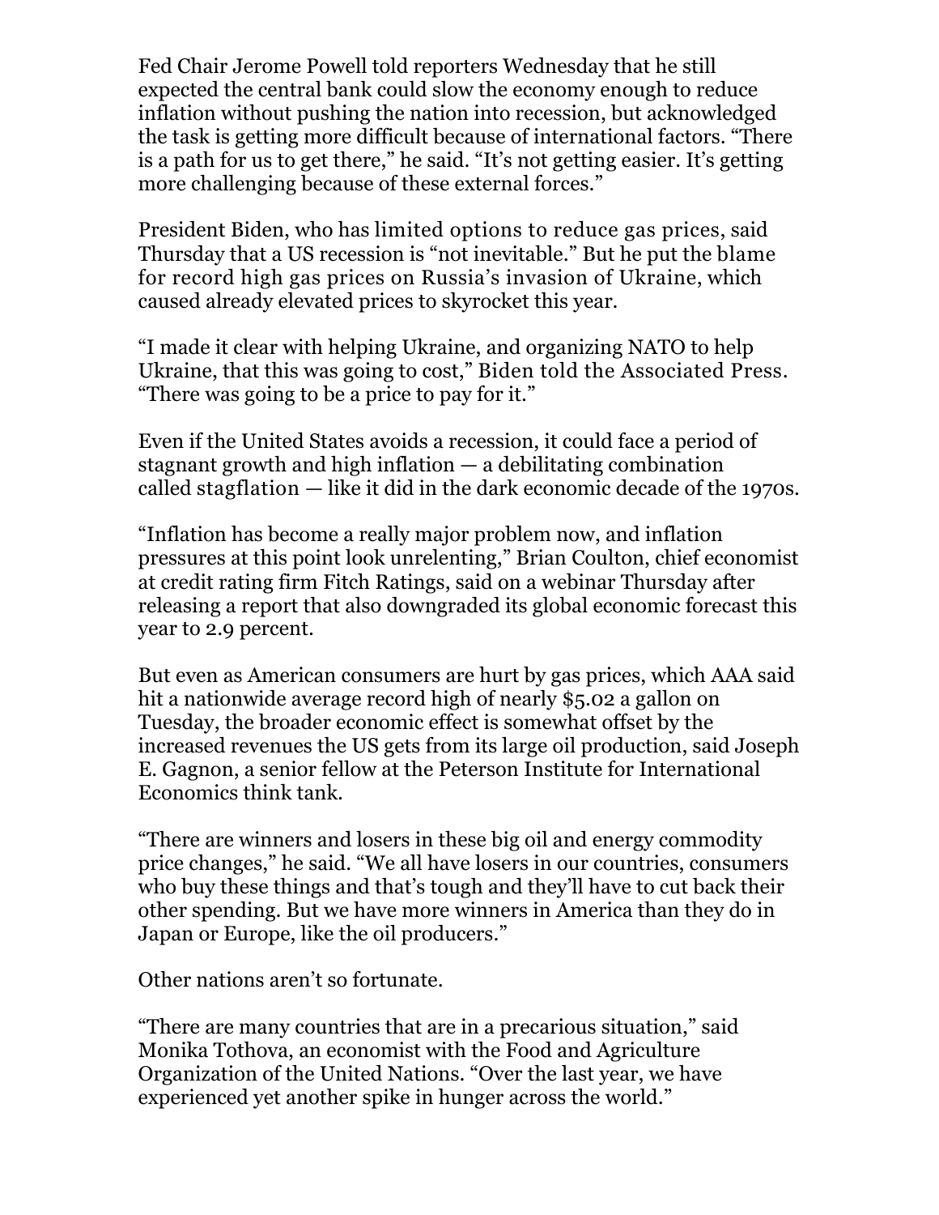Fed Chair Jerome Powell told reporters Wednesday that he still expected the central bank could slow the economy enough to reduce inflation without pushing the nation into recession, but acknowledged the task is getting more difficult because of international factors. “There is a path for us to get there,” he said. “It’s not getting easier. It’s getting more challenging because of these external forces.”

President Biden, who has limited options to reduce gas prices, said Thursday that a US recession is “not inevitable.” But he put the blame for record high gas prices on Russia’s invasion of Ukraine, which caused already elevated prices to skyrocket this year.

“I made it clear with helping Ukraine, and organizing NATO to help Ukraine, that this was going to cost,” Biden told the Associated Press. “There was going to be a price to pay for it.”

Even if the United States avoids a recession, it could face a period of stagnant growth and high inflation — a debilitating combination called stagflation — like it did in the dark economic decade of the 1970s.

“Inflation has become a really major problem now, and inflation pressures at this point look unrelenting,” Brian Coulton, chief economist at credit rating firm Fitch Ratings, said on a webinar Thursday after releasing a report that also downgraded its global economic forecast this year to 2.9 percent.

But even as American consumers are hurt by gas prices, which AAA said hit a nationwide average record high of nearly $5.02 a gallon on Tuesday, the broader economic effect is somewhat offset by the increased revenues the US gets from its large oil production, said Joseph E. Gagnon, a senior fellow at the Peterson Institute for International Economics think tank.

“There are winners and losers in these big oil and energy commodity price changes,” he said. “We all have losers in our countries, consumers who buy these things and that’s tough and they’ll have to cut back their other spending. But we have more winners in America than they do in Japan or Europe, like the oil producers.”

Other nations aren’t so fortunate.

“There are many countries that are in a precarious situation,” said Monika Tothova, an economist with the Food and Agriculture Organization of the United Nations. “Over the last year, we have experienced yet another spike in hunger across the world.”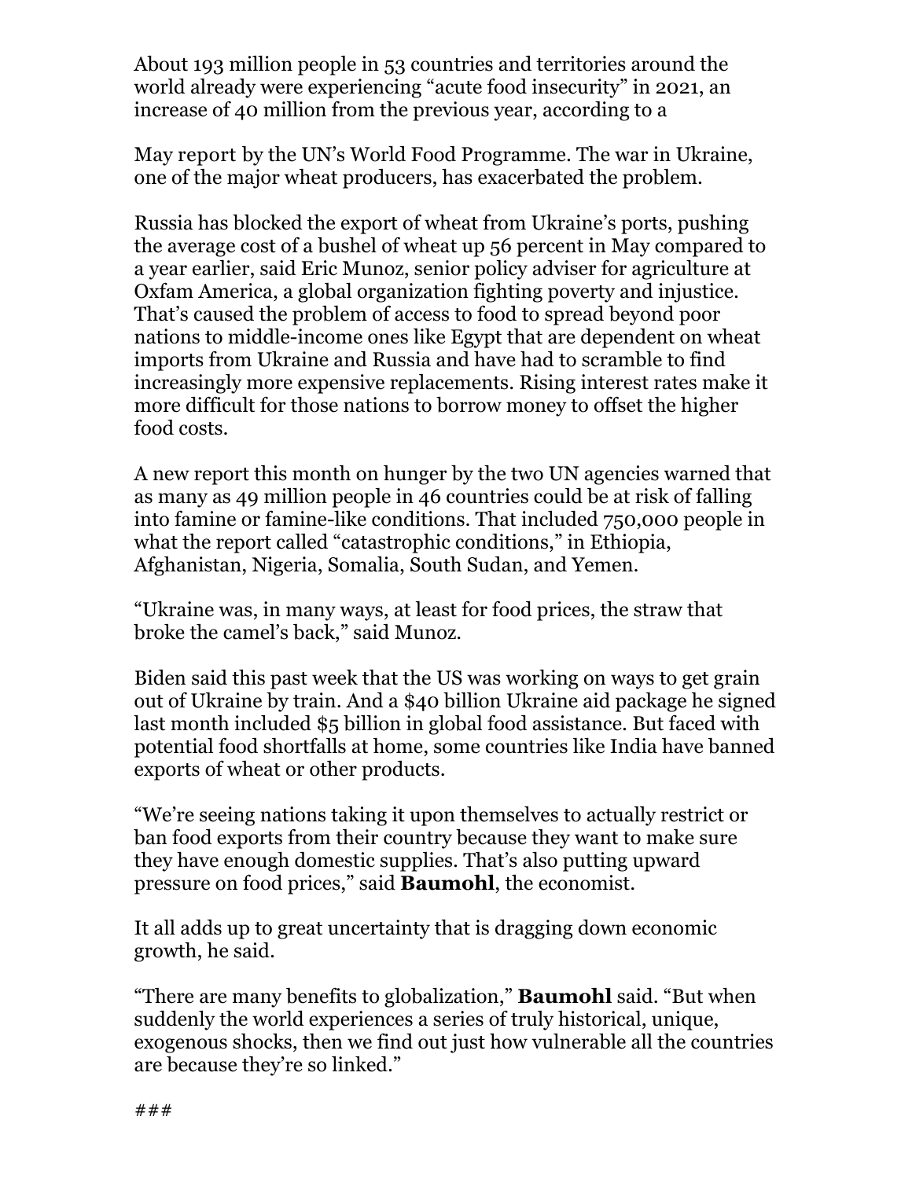About 193 million people in 53 countries and territories around the world already were experiencing "acute food insecurity" in 2021, an increase of 40 million from the previous year, according to a

May report by the UN's World Food Programme. The war in Ukraine, one of the major wheat producers, has exacerbated the problem.

Russia has blocked the export of wheat from Ukraine's ports, pushing the average cost of a bushel of wheat up 56 percent in May compared to a year earlier, said Eric Munoz, senior policy adviser for agriculture at Oxfam America, a global organization fighting poverty and injustice. That's caused the problem of access to food to spread beyond poor nations to middle-income ones like Egypt that are dependent on wheat imports from Ukraine and Russia and have had to scramble to find increasingly more expensive replacements. Rising interest rates make it more difficult for those nations to borrow money to offset the higher food costs.

A new report this month on hunger by the two UN agencies warned that as many as 49 million people in 46 countries could be at risk of falling into famine or famine-like conditions. That included 750,000 people in what the report called "catastrophic conditions," in Ethiopia, Afghanistan, Nigeria, Somalia, South Sudan, and Yemen.

"Ukraine was, in many ways, at least for food prices, the straw that broke the camel's back," said Munoz.

Biden said this past week that the US was working on ways to get grain out of Ukraine by train. And a $40 billion Ukraine aid package he signed last month included $5 billion in global food assistance. But faced with potential food shortfalls at home, some countries like India have banned exports of wheat or other products.

"We're seeing nations taking it upon themselves to actually restrict or ban food exports from their country because they want to make sure they have enough domestic supplies. That's also putting upward pressure on food prices," said **Baumohl**, the economist.

It all adds up to great uncertainty that is dragging down economic growth, he said.

"There are many benefits to globalization," **Baumohl** said. "But when suddenly the world experiences a series of truly historical, unique, exogenous shocks, then we find out just how vulnerable all the countries are because they're so linked."

###